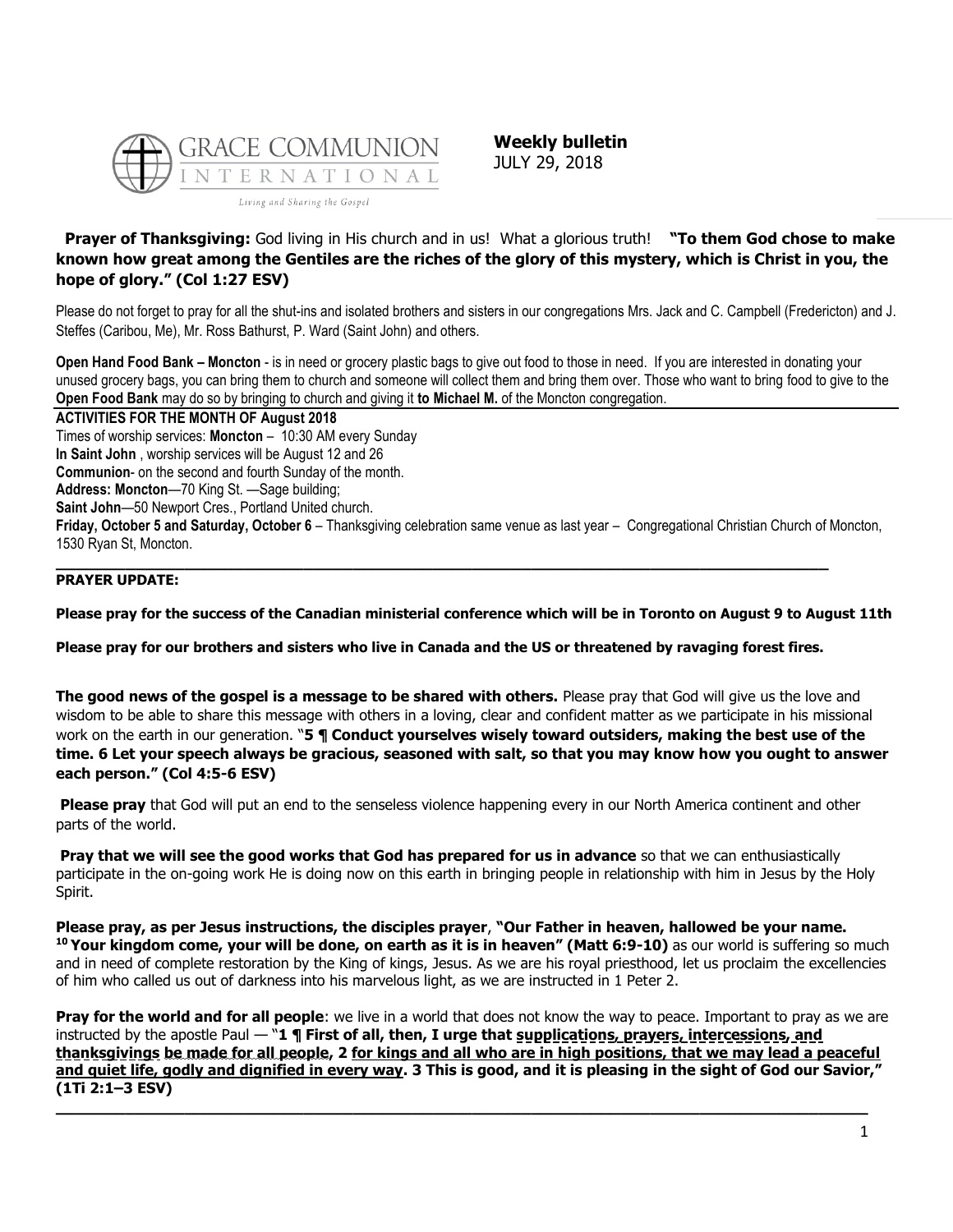GRACE COMMUNION INTERNATIONAL

*Living and Sharing the Gospel*

**Weekly bulletin**
JULY 29, 2018

**Prayer of Thanksgiving:** God living in His church and in us! What a glorious truth! **"To them God chose to make known how great among the Gentiles are the riches of the glory of this mystery, which is Christ in you, the hope of glory." (Col 1:27 ESV)**

Please do not forget to pray for all the shut-ins and isolated brothers and sisters in our congregations Mrs. Jack and C. Campbell (Fredericton) and J. Steffes (Caribou, Me), Mr. Ross Bathurst, P. Ward (Saint John) and others.

**Open Hand Food Bank – Moncton** - is in need or grocery plastic bags to give out food to those in need. If you are interested in donating your unused grocery bags, you can bring them to church and someone will collect them and bring them over. Those who want to bring food to give to the **Open Food Bank** may do so by bringing to church and giving it **to Michael M.** of the Moncton congregation.

**ACTIVITIES FOR THE MONTH OF August 2018**

Times of worship services: **Moncton** – 10:30 AM every Sunday

**In Saint John** , worship services will be August 12 and 26

**Communion**- on the second and fourth Sunday of the month.

**Address: Moncton**—70 King St. —Sage building;

**Saint John**—50 Newport Cres., Portland United church.

**Friday, October 5 and Saturday, October 6** – Thanksgiving celebration same venue as last year – Congregational Christian Church of Moncton, 1530 Ryan St, Moncton.

---

**PRAYER UPDATE:**

**Please pray for the success of the Canadian ministerial conference which will be in Toronto on August 9 to August 11th**

**Please pray for our brothers and sisters who live in Canada and the US or threatened by ravaging forest fires.**

**The good news of the gospel is a message to be shared with others.** Please pray that God will give us the love and wisdom to be able to share this message with others in a loving, clear and confident matter as we participate in his missional work on the earth in our generation. "**5 ¶ Conduct yourselves wisely toward outsiders, making the best use of the time. 6 Let your speech always be gracious, seasoned with salt, so that you may know how you ought to answer each person." (Col 4:5-6 ESV)**

**Please pray** that God will put an end to the senseless violence happening every in our North America continent and other parts of the world.

**Pray that we will see the good works that God has prepared for us in advance** so that we can enthusiastically participate in the on-going work He is doing now on this earth in bringing people in relationship with him in Jesus by the Holy Spirit.

**Please pray, as per Jesus instructions, the disciples prayer**, **"Our Father in heaven, hallowed be your name. 10 Your kingdom come, your will be done, on earth as it is in heaven" (Matt 6:9-10)** as our world is suffering so much and in need of complete restoration by the King of kings, Jesus. As we are his royal priesthood, let us proclaim the excellencies of him who called us out of darkness into his marvelous light, as we are instructed in 1 Peter 2.

**Pray for the world and for all people**: we live in a world that does not know the way to peace. Important to pray as we are instructed by the apostle Paul — "**1 ¶ First of all, then, I urge that <u>supplications, prayers, intercessions, and thanksgivings</u> <u>be made for all people</u>, 2 <u>for kings and all who are in high positions, that we may lead a peaceful and quiet life, godly and dignified in every way</u>. 3 This is good, and it is pleasing in the sight of God our Savior," (1Ti 2:1–3 ESV)**

---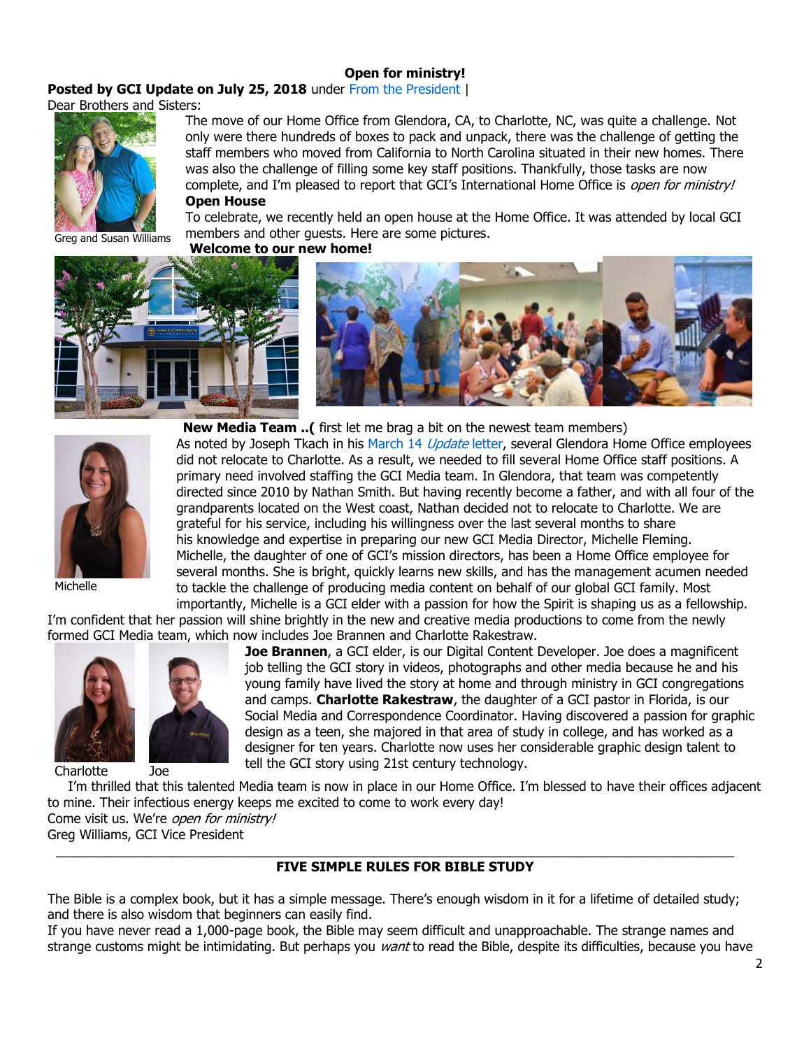**Open for ministry!**

**Posted by GCI Update on July 25, 2018** under From the President |

Dear Brothers and Sisters:

Greg and Susan Williams

The move of our Home Office from Glendora, CA, to Charlotte, NC, was quite a challenge. Not only were there hundreds of boxes to pack and unpack, there was the challenge of getting the staff members who moved from California to North Carolina situated in their new homes. There was also the challenge of filling some key staff positions. Thankfully, those tasks are now complete, and I'm pleased to report that GCI's International Home Office is *open for ministry!*

**Open House**

To celebrate, we recently held an open house at the Home Office. It was attended by local GCI members and other guests. Here are some pictures.

**Welcome to our new home!**

**New Media Team ..(** first let me brag a bit on the newest team members)

Michelle

As noted by Joseph Tkach in his March 14 *Update* letter, several Glendora Home Office employees did not relocate to Charlotte. As a result, we needed to fill several Home Office staff positions. A primary need involved staffing the GCI Media team. In Glendora, that team was competently directed since 2010 by Nathan Smith. But having recently become a father, and with all four of the grandparents located on the West coast, Nathan decided not to relocate to Charlotte. We are grateful for his service, including his willingness over the last several months to share his knowledge and expertise in preparing our new GCI Media Director, Michelle Fleming. Michelle, the daughter of one of GCI's mission directors, has been a Home Office employee for several months. She is bright, quickly learns new skills, and has the management acumen needed to tackle the challenge of producing media content on behalf of our global GCI family. Most importantly, Michelle is a GCI elder with a passion for how the Spirit is shaping us as a fellowship. I'm confident that her passion will shine brightly in the new and creative media productions to come from the newly formed GCI Media team, which now includes Joe Brannen and Charlotte Rakestraw.

Charlotte    Joe

**Joe Brannen**, a GCI elder, is our Digital Content Developer. Joe does a magnificent job telling the GCI story in videos, photographs and other media because he and his young family have lived the story at home and through ministry in GCI congregations and camps. **Charlotte Rakestraw**, the daughter of a GCI pastor in Florida, is our Social Media and Correspondence Coordinator. Having discovered a passion for graphic design as a teen, she majored in that area of study in college, and has worked as a designer for ten years. Charlotte now uses her considerable graphic design talent to tell the GCI story using 21st century technology.

I'm thrilled that this talented Media team is now in place in our Home Office. I'm blessed to have their offices adjacent to mine. Their infectious energy keeps me excited to come to work every day!

Come visit us. We're *open for ministry!*

Greg Williams, GCI Vice President

---

**FIVE SIMPLE RULES FOR BIBLE STUDY**

The Bible is a complex book, but it has a simple message. There's enough wisdom in it for a lifetime of detailed study; and there is also wisdom that beginners can easily find.

If you have never read a 1,000-page book, the Bible may seem difficult and unapproachable. The strange names and strange customs might be intimidating. But perhaps you *want* to read the Bible, despite its difficulties, because you have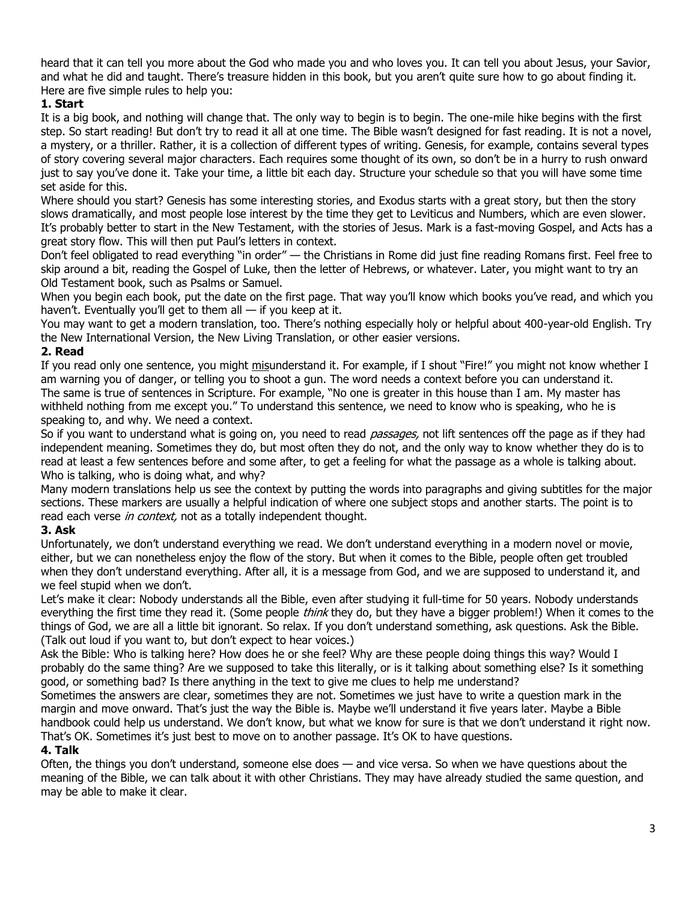heard that it can tell you more about the God who made you and who loves you. It can tell you about Jesus, your Savior, and what he did and taught. There's treasure hidden in this book, but you aren't quite sure how to go about finding it. Here are five simple rules to help you:

**1. Start**

It is a big book, and nothing will change that. The only way to begin is to begin. The one-mile hike begins with the first step. So start reading! But don't try to read it all at one time. The Bible wasn't designed for fast reading. It is not a novel, a mystery, or a thriller. Rather, it is a collection of different types of writing. Genesis, for example, contains several types of story covering several major characters. Each requires some thought of its own, so don't be in a hurry to rush onward just to say you've done it. Take your time, a little bit each day. Structure your schedule so that you will have some time set aside for this.

Where should you start? Genesis has some interesting stories, and Exodus starts with a great story, but then the story slows dramatically, and most people lose interest by the time they get to Leviticus and Numbers, which are even slower. It's probably better to start in the New Testament, with the stories of Jesus. Mark is a fast-moving Gospel, and Acts has a great story flow. This will then put Paul's letters in context.

Don't feel obligated to read everything "in order" — the Christians in Rome did just fine reading Romans first. Feel free to skip around a bit, reading the Gospel of Luke, then the letter of Hebrews, or whatever. Later, you might want to try an Old Testament book, such as Psalms or Samuel.

When you begin each book, put the date on the first page. That way you'll know which books you've read, and which you haven't. Eventually you'll get to them all — if you keep at it.

You may want to get a modern translation, too. There's nothing especially holy or helpful about 400-year-old English. Try the New International Version, the New Living Translation, or other easier versions.

**2. Read**

If you read only one sentence, you might <u>mis</u>understand it. For example, if I shout "Fire!" you might not know whether I am warning you of danger, or telling you to shoot a gun. The word needs a context before you can understand it.

The same is true of sentences in Scripture. For example, "No one is greater in this house than I am. My master has withheld nothing from me except you." To understand this sentence, we need to know who is speaking, who he is speaking to, and why. We need a context.

So if you want to understand what is going on, you need to read *passages,* not lift sentences off the page as if they had independent meaning. Sometimes they do, but most often they do not, and the only way to know whether they do is to read at least a few sentences before and some after, to get a feeling for what the passage as a whole is talking about. Who is talking, who is doing what, and why?

Many modern translations help us see the context by putting the words into paragraphs and giving subtitles for the major sections. These markers are usually a helpful indication of where one subject stops and another starts. The point is to read each verse *in context,* not as a totally independent thought.

**3. Ask**

Unfortunately, we don't understand everything we read. We don't understand everything in a modern novel or movie, either, but we can nonetheless enjoy the flow of the story. But when it comes to the Bible, people often get troubled when they don't understand everything. After all, it is a message from God, and we are supposed to understand it, and we feel stupid when we don't.

Let's make it clear: Nobody understands all the Bible, even after studying it full-time for 50 years. Nobody understands everything the first time they read it. (Some people *think* they do, but they have a bigger problem!) When it comes to the things of God, we are all a little bit ignorant. So relax. If you don't understand something, ask questions. Ask the Bible. (Talk out loud if you want to, but don't expect to hear voices.)

Ask the Bible: Who is talking here? How does he or she feel? Why are these people doing things this way? Would I probably do the same thing? Are we supposed to take this literally, or is it talking about something else? Is it something good, or something bad? Is there anything in the text to give me clues to help me understand?

Sometimes the answers are clear, sometimes they are not. Sometimes we just have to write a question mark in the margin and move onward. That's just the way the Bible is. Maybe we'll understand it five years later. Maybe a Bible handbook could help us understand. We don't know, but what we know for sure is that we don't understand it right now. That's OK. Sometimes it's just best to move on to another passage. It's OK to have questions.

**4. Talk**

Often, the things you don't understand, someone else does — and vice versa. So when we have questions about the meaning of the Bible, we can talk about it with other Christians. They may have already studied the same question, and may be able to make it clear.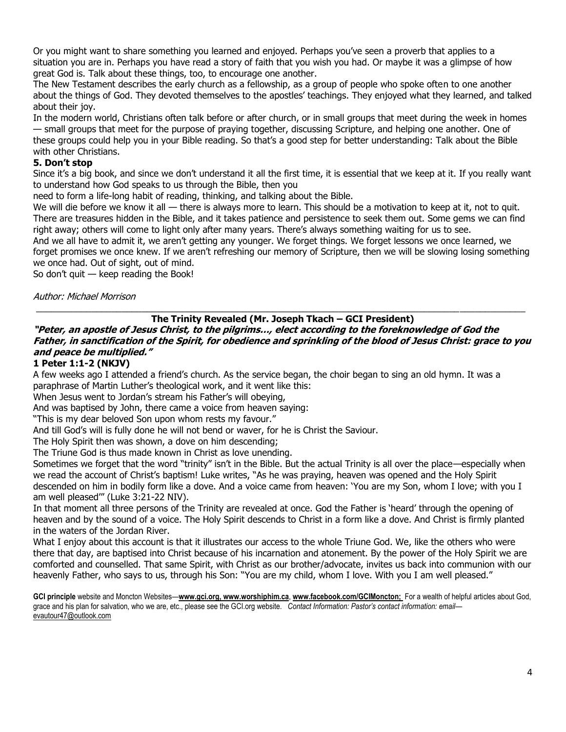Or you might want to share something you learned and enjoyed. Perhaps you've seen a proverb that applies to a situation you are in. Perhaps you have read a story of faith that you wish you had. Or maybe it was a glimpse of how great God is. Talk about these things, too, to encourage one another.

The New Testament describes the early church as a fellowship, as a group of people who spoke often to one another about the things of God. They devoted themselves to the apostles' teachings. They enjoyed what they learned, and talked about their joy.

In the modern world, Christians often talk before or after church, or in small groups that meet during the week in homes — small groups that meet for the purpose of praying together, discussing Scripture, and helping one another. One of these groups could help you in your Bible reading. So that's a good step for better understanding: Talk about the Bible with other Christians.

**5. Don't stop**

Since it's a big book, and since we don't understand it all the first time, it is essential that we keep at it. If you really want to understand how God speaks to us through the Bible, then you need to form a life-long habit of reading, thinking, and talking about the Bible.

We will die before we know it all — there is always more to learn. This should be a motivation to keep at it, not to quit. There are treasures hidden in the Bible, and it takes patience and persistence to seek them out. Some gems we can find right away; others will come to light only after many years. There's always something waiting for us to see.

And we all have to admit it, we aren't getting any younger. We forget things. We forget lessons we once learned, we forget promises we once knew. If we aren't refreshing our memory of Scripture, then we will be slowing losing something we once had. Out of sight, out of mind.

So don't quit — keep reading the Book!

*Author: Michael Morrison*

---

## The Trinity Revealed (Mr. Joseph Tkach – GCI President)

***"Peter, an apostle of Jesus Christ, to the pilgrims…, elect according to the foreknowledge of God the Father, in sanctification of the Spirit, for obedience and sprinkling of the blood of Jesus Christ: grace to you and peace be multiplied."***

**1 Peter 1:1-2 (NKJV)**

A few weeks ago I attended a friend's church. As the service began, the choir began to sing an old hymn. It was a paraphrase of Martin Luther's theological work, and it went like this:

When Jesus went to Jordan's stream his Father's will obeying,
And was baptised by John, there came a voice from heaven saying:
"This is my dear beloved Son upon whom rests my favour."
And till God's will is fully done he will not bend or waver, for he is Christ the Saviour.
The Holy Spirit then was shown, a dove on him descending;
The Triune God is thus made known in Christ as love unending.

Sometimes we forget that the word "trinity" isn't in the Bible. But the actual Trinity is all over the place—especially when we read the account of Christ's baptism! Luke writes, "As he was praying, heaven was opened and the Holy Spirit descended on him in bodily form like a dove. And a voice came from heaven: 'You are my Son, whom I love; with you I am well pleased'" (Luke 3:21-22 NIV).

In that moment all three persons of the Trinity are revealed at once. God the Father is 'heard' through the opening of heaven and by the sound of a voice. The Holy Spirit descends to Christ in a form like a dove. And Christ is firmly planted in the waters of the Jordan River.

What I enjoy about this account is that it illustrates our access to the whole Triune God. We, like the others who were there that day, are baptised into Christ because of his incarnation and atonement. By the power of the Holy Spirit we are comforted and counselled. That same Spirit, with Christ as our brother/advocate, invites us back into communion with our heavenly Father, who says to us, through his Son: "You are my child, whom I love. With you I am well pleased."

**GCI principle** website and Moncton Websites—**www.gci.org, www.worshiphim.ca**, **www.facebook.com/GCIMoncton;** For a wealth of helpful articles about God, grace and his plan for salvation, who we are, etc., please see the GCI.org website. *Contact Information: Pastor's contact information: email—* evautour47@outlook.com